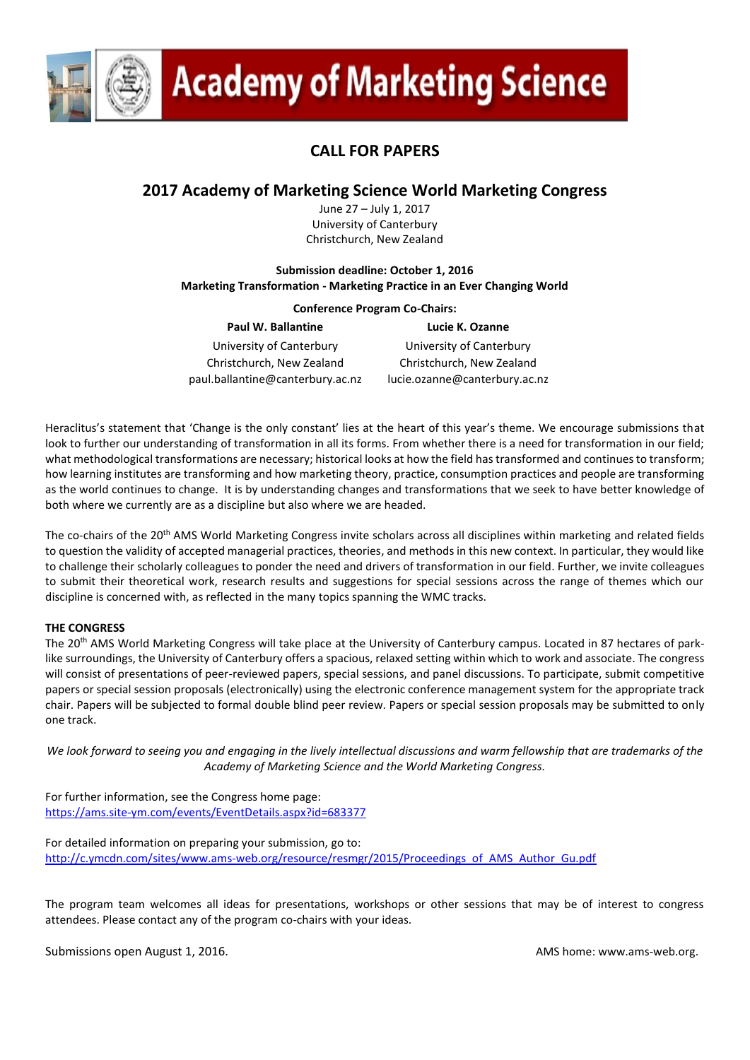# Academy of Marketing Science

## CALL FOR PAPERS

## 2017 Academy of Marketing Science World Marketing Congress

June 27 – July 1, 2017
University of Canterbury
Christchurch, New Zealand

**Submission deadline: October 1, 2016**
**Marketing Transformation - Marketing Practice in an Ever Changing World**

**Conference Program Co-Chairs:**

| **Paul W. Ballantine** | **Lucie K. Ozanne** |
|---|---|
| University of Canterbury | University of Canterbury |
| Christchurch, New Zealand | Christchurch, New Zealand |
| paul.ballantine@canterbury.ac.nz | lucie.ozanne@canterbury.ac.nz |

Heraclitus's statement that 'Change is the only constant' lies at the heart of this year's theme. We encourage submissions that look to further our understanding of transformation in all its forms. From whether there is a need for transformation in our field; what methodological transformations are necessary; historical looks at how the field has transformed and continues to transform; how learning institutes are transforming and how marketing theory, practice, consumption practices and people are transforming as the world continues to change. It is by understanding changes and transformations that we seek to have better knowledge of both where we currently are as a discipline but also where we are headed.

The co-chairs of the 20th AMS World Marketing Congress invite scholars across all disciplines within marketing and related fields to question the validity of accepted managerial practices, theories, and methods in this new context. In particular, they would like to challenge their scholarly colleagues to ponder the need and drivers of transformation in our field. Further, we invite colleagues to submit their theoretical work, research results and suggestions for special sessions across the range of themes which our discipline is concerned with, as reflected in the many topics spanning the WMC tracks.

**THE CONGRESS**

The 20th AMS World Marketing Congress will take place at the University of Canterbury campus. Located in 87 hectares of park-like surroundings, the University of Canterbury offers a spacious, relaxed setting within which to work and associate. The congress will consist of presentations of peer-reviewed papers, special sessions, and panel discussions. To participate, submit competitive papers or special session proposals (electronically) using the electronic conference management system for the appropriate track chair. Papers will be subjected to formal double blind peer review. Papers or special session proposals may be submitted to only one track.

*We look forward to seeing you and engaging in the lively intellectual discussions and warm fellowship that are trademarks of the Academy of Marketing Science and the World Marketing Congress.*

For further information, see the Congress home page:
https://ams.site-ym.com/events/EventDetails.aspx?id=683377

For detailed information on preparing your submission, go to:
http://c.ymcdn.com/sites/www.ams-web.org/resource/resmgr/2015/Proceedings_of_AMS_Author_Gu.pdf

The program team welcomes all ideas for presentations, workshops or other sessions that may be of interest to congress attendees. Please contact any of the program co-chairs with your ideas.

Submissions open August 1, 2016.

AMS home: www.ams-web.org.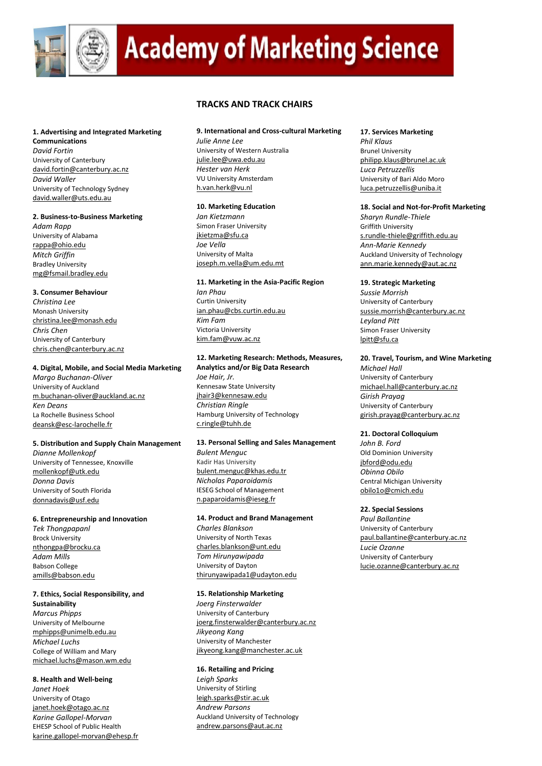# Academy of Marketing Science

## TRACKS AND TRACK CHAIRS

**1. Advertising and Integrated Marketing Communications**
*David Fortin*
University of Canterbury
david.fortin@canterbury.ac.nz
*David Waller*
University of Technology Sydney
david.waller@uts.edu.au

**2. Business-to-Business Marketing**
*Adam Rapp*
University of Alabama
rappa@ohio.edu
*Mitch Griffin*
Bradley University
mg@fsmail.bradley.edu

**3. Consumer Behaviour**
*Christina Lee*
Monash University
christina.lee@monash.edu
*Chris Chen*
University of Canterbury
chris.chen@canterbury.ac.nz

**4. Digital, Mobile, and Social Media Marketing**
*Margo Buchanan-Oliver*
University of Auckland
m.buchanan-oliver@auckland.ac.nz
*Ken Deans*
La Rochelle Business School
deansk@esc-larochelle.fr

**5. Distribution and Supply Chain Management**
*Dianne Mollenkopf*
University of Tennessee, Knoxville
mollenkopf@utk.edu
*Donna Davis*
University of South Florida
donnadavis@usf.edu

**6. Entrepreneurship and Innovation**
*Tek Thongpapanl*
Brock University
nthongpa@brocku.ca
*Adam Mills*
Babson College
amills@babson.edu

**7. Ethics, Social Responsibility, and Sustainability**
*Marcus Phipps*
University of Melbourne
mphipps@unimelb.edu.au
*Michael Luchs*
College of William and Mary
michael.luchs@mason.wm.edu

**8. Health and Well-being**
*Janet Hoek*
University of Otago
janet.hoek@otago.ac.nz
*Karine Gallopel-Morvan*
EHESP School of Public Health
karine.gallopel-morvan@ehesp.fr

**9. International and Cross-cultural Marketing**
*Julie Anne Lee*
University of Western Australia
julie.lee@uwa.edu.au
*Hester van Herk*
VU University Amsterdam
h.van.herk@vu.nl

**10. Marketing Education**
*Jan Kietzmann*
Simon Fraser University
jkietzma@sfu.ca
*Joe Vella*
University of Malta
joseph.m.vella@um.edu.mt

**11. Marketing in the Asia-Pacific Region**
*Ian Phau*
Curtin University
ian.phau@cbs.curtin.edu.au
*Kim Fam*
Victoria University
kim.fam@vuw.ac.nz

**12. Marketing Research: Methods, Measures, Analytics and/or Big Data Research**
*Joe Hair, Jr.*
Kennesaw State University
jhair3@kennesaw.edu
*Christian Ringle*
Hamburg University of Technology
c.ringle@tuhh.de

**13. Personal Selling and Sales Management**
*Bulent Menguc*
Kadir Has University
bulent.menguc@khas.edu.tr
*Nicholas Paparoidamis*
IESEG School of Management
n.paparoidamis@ieseg.fr

**14. Product and Brand Management**
*Charles Blankson*
University of North Texas
charles.blankson@unt.edu
*Tom Hirunyawipada*
University of Dayton
thirunyawipada1@udayton.edu

**15. Relationship Marketing**
*Joerg Finsterwalder*
University of Canterbury
joerg.finsterwalder@canterbury.ac.nz
*Jikyeong Kang*
University of Manchester
jikyeong.kang@manchester.ac.uk

**16. Retailing and Pricing**
*Leigh Sparks*
University of Stirling
leigh.sparks@stir.ac.uk
*Andrew Parsons*
Auckland University of Technology
andrew.parsons@aut.ac.nz

**17. Services Marketing**
*Phil Klaus*
Brunel University
philipp.klaus@brunel.ac.uk
*Luca Petruzzellis*
University of Bari Aldo Moro
luca.petruzzellis@uniba.it

**18. Social and Not-for-Profit Marketing**
*Sharyn Rundle-Thiele*
Griffith University
s.rundle-thiele@griffith.edu.au
*Ann-Marie Kennedy*
Auckland University of Technology
ann.marie.kennedy@aut.ac.nz

**19. Strategic Marketing**
*Sussie Morrish*
University of Canterbury
sussie.morrish@canterbury.ac.nz
*Leyland Pitt*
Simon Fraser University
lpitt@sfu.ca

**20. Travel, Tourism, and Wine Marketing**
*Michael Hall*
University of Canterbury
michael.hall@canterbury.ac.nz
*Girish Prayag*
University of Canterbury
girish.prayag@canterbury.ac.nz

**21. Doctoral Colloquium**
*John B. Ford*
Old Dominion University
jbford@odu.edu
*Obinna Obilo*
Central Michigan University
obilo1o@cmich.edu

**22. Special Sessions**
*Paul Ballantine*
University of Canterbury
paul.ballantine@canterbury.ac.nz
*Lucie Ozanne*
University of Canterbury
lucie.ozanne@canterbury.ac.nz